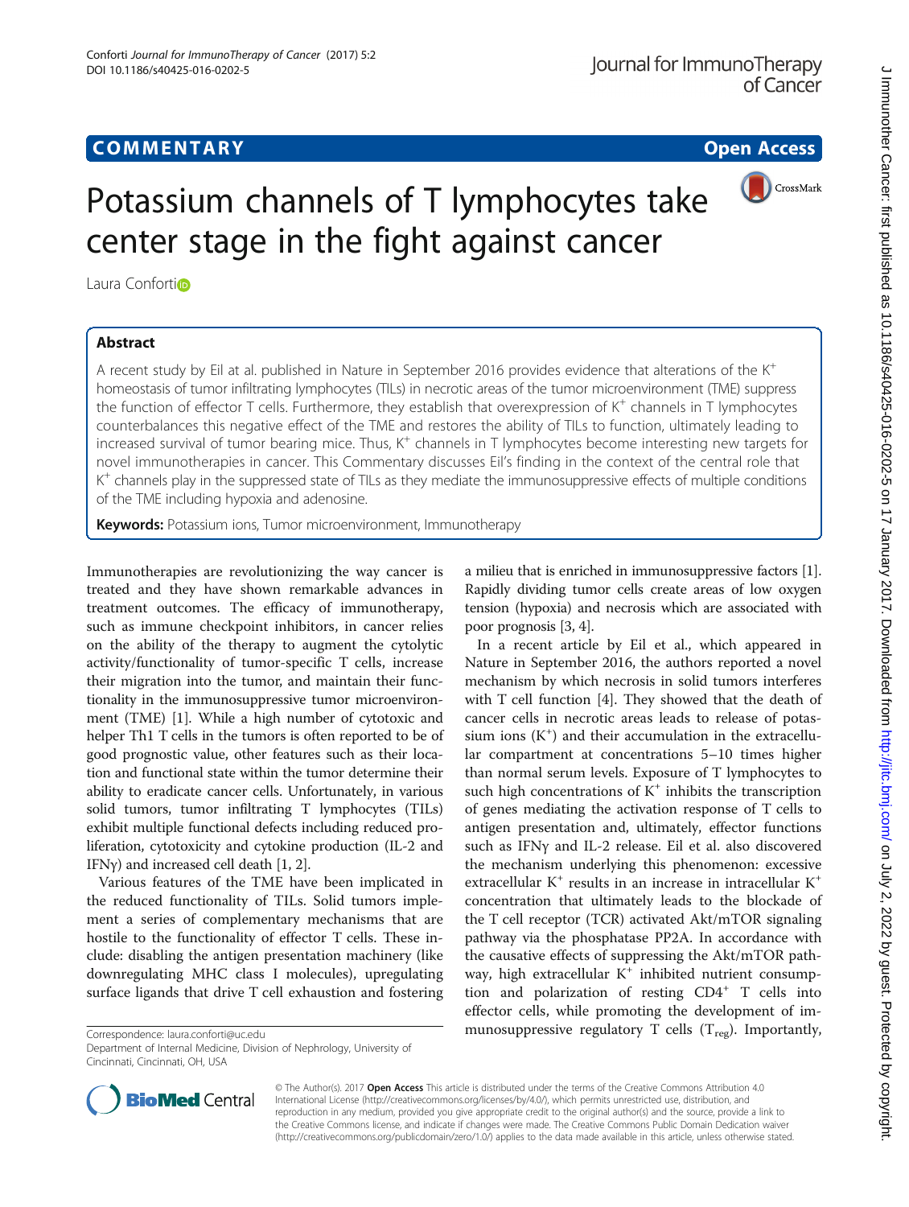COMMENTARY

Open Access

# Potassium channels of T lymphocytes take center stage in the fight against cancer

Laura Conforti

## Abstract

A recent study by Eil at al. published in Nature in September 2016 provides evidence that alterations of the $K^+$ homeostasis of tumor infiltrating lymphocytes (TILs) in necrotic areas of the tumor microenvironment (TME) suppress the function of effector T cells. Furthermore, they establish that overexpression of $K^+$ channels in T lymphocytes counterbalances this negative effect of the TME and restores the ability of TILs to function, ultimately leading to increased survival of tumor bearing mice. Thus, $K^+$ channels in T lymphocytes become interesting new targets for novel immunotherapies in cancer. This Commentary discusses Eil's finding in the context of the central role that $K^+$ channels play in the suppressed state of TILs as they mediate the immunosuppressive effects of multiple conditions of the TME including hypoxia and adenosine.

**Keywords:** Potassium ions, Tumor microenvironment, Immunotherapy

Immunotherapies are revolutionizing the way cancer is treated and they have shown remarkable advances in treatment outcomes. The efficacy of immunotherapy, such as immune checkpoint inhibitors, in cancer relies on the ability of the therapy to augment the cytolytic activity/functionality of tumor-specific T cells, increase their migration into the tumor, and maintain their functionality in the immunosuppressive tumor microenvironment (TME) [1]. While a high number of cytotoxic and helper Th1 T cells in the tumors is often reported to be of good prognostic value, other features such as their location and functional state within the tumor determine their ability to eradicate cancer cells. Unfortunately, in various solid tumors, tumor infiltrating T lymphocytes (TILs) exhibit multiple functional defects including reduced proliferation, cytotoxicity and cytokine production (IL-2 and IFNγ) and increased cell death [1, 2].

Various features of the TME have been implicated in the reduced functionality of TILs. Solid tumors implement a series of complementary mechanisms that are hostile to the functionality of effector T cells. These include: disabling the antigen presentation machinery (like downregulating MHC class I molecules), upregulating surface ligands that drive T cell exhaustion and fostering a milieu that is enriched in immunosuppressive factors [1]. Rapidly dividing tumor cells create areas of low oxygen tension (hypoxia) and necrosis which are associated with poor prognosis [3, 4].

In a recent article by Eil et al., which appeared in Nature in September 2016, the authors reported a novel mechanism by which necrosis in solid tumors interferes with T cell function [4]. They showed that the death of cancer cells in necrotic areas leads to release of potassium ions ($K^+$) and their accumulation in the extracellular compartment at concentrations 5–10 times higher than normal serum levels. Exposure of T lymphocytes to such high concentrations of $K^+$ inhibits the transcription of genes mediating the activation response of T cells to antigen presentation and, ultimately, effector functions such as IFNγ and IL-2 release. Eil et al. also discovered the mechanism underlying this phenomenon: excessive extracellular $K^+$ results in an increase in intracellular $K^+$ concentration that ultimately leads to the blockade of the T cell receptor (TCR) activated Akt/mTOR signaling pathway via the phosphatase PP2A. In accordance with the causative effects of suppressing the Akt/mTOR pathway, high extracellular $K^+$ inhibited nutrient consumption and polarization of resting $CD4^+$ T cells into effector cells, while promoting the development of immunosuppressive regulatory T cells ($T_{reg}$). Importantly,

Correspondence: laura.conforti@uc.edu
Department of Internal Medicine, Division of Nephrology, University of Cincinnati, Cincinnati, OH, USA

© The Author(s). 2017 **Open Access** This article is distributed under the terms of the Creative Commons Attribution 4.0 International License (http://creativecommons.org/licenses/by/4.0/), which permits unrestricted use, distribution, and reproduction in any medium, provided you give appropriate credit to the original author(s) and the source, provide a link to the Creative Commons license, and indicate if changes were made. The Creative Commons Public Domain Dedication waiver (http://creativecommons.org/publicdomain/zero/1.0/) applies to the data made available in this article, unless otherwise stated.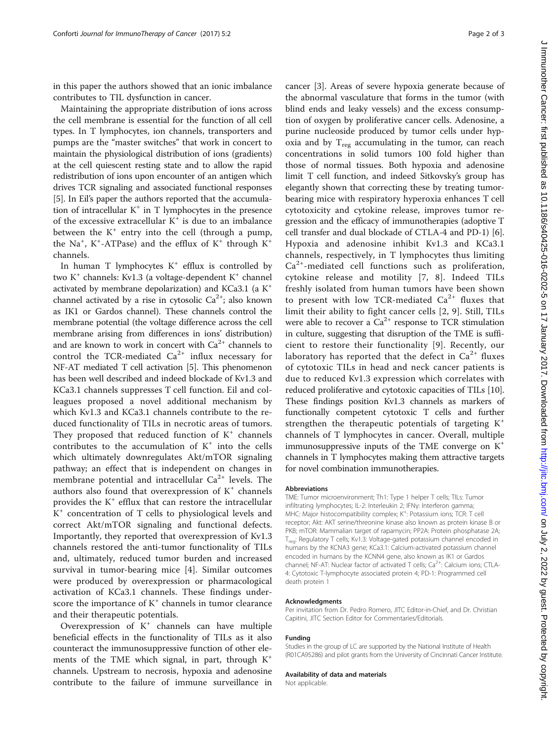in this paper the authors showed that an ionic imbalance contributes to TIL dysfunction in cancer.

Maintaining the appropriate distribution of ions across the cell membrane is essential for the function of all cell types. In T lymphocytes, ion channels, transporters and pumps are the "master switches" that work in concert to maintain the physiological distribution of ions (gradients) at the cell quiescent resting state and to allow the rapid redistribution of ions upon encounter of an antigen which drives TCR signaling and associated functional responses [5]. In Eil's paper the authors reported that the accumulation of intracellular $K^+$ in T lymphocytes in the presence of the excessive extracellular $K^+$ is due to an imbalance between the $K^+$ entry into the cell (through a pump, the $Na^+$, $K^+$-ATPase) and the efflux of $K^+$ through $K^+$ channels.

In human T lymphocytes $K^+$ efflux is controlled by two $K^+$ channels: Kv1.3 (a voltage-dependent $K^+$ channel activated by membrane depolarization) and KCa3.1 (a $K^+$ channel activated by a rise in cytosolic $Ca^{2+}$; also known as IK1 or Gardos channel). These channels control the membrane potential (the voltage difference across the cell membrane arising from differences in ions' distribution) and are known to work in concert with $Ca^{2+}$ channels to control the TCR-mediated $Ca^{2+}$ influx necessary for NF-AT mediated T cell activation [5]. This phenomenon has been well described and indeed blockade of Kv1.3 and KCa3.1 channels suppresses T cell function. Eil and colleagues proposed a novel additional mechanism by which Kv1.3 and KCa3.1 channels contribute to the reduced functionality of TILs in necrotic areas of tumors. They proposed that reduced function of $K^+$ channels contributes to the accumulation of $K^+$ into the cells which ultimately downregulates Akt/mTOR signaling pathway; an effect that is independent on changes in membrane potential and intracellular $Ca^{2+}$ levels. The authors also found that overexpression of $K^+$ channels provides the $K^+$ efflux that can restore the intracellular $K^+$ concentration of T cells to physiological levels and correct Akt/mTOR signaling and functional defects. Importantly, they reported that overexpression of Kv1.3 channels restored the anti-tumor functionality of TILs and, ultimately, reduced tumor burden and increased survival in tumor-bearing mice [4]. Similar outcomes were produced by overexpression or pharmacological activation of KCa3.1 channels. These findings underscore the importance of $K^+$ channels in tumor clearance and their therapeutic potentials.

Overexpression of $K^+$ channels can have multiple beneficial effects in the functionality of TILs as it also counteract the immunosuppressive function of other elements of the TME which signal, in part, through $K^+$ channels. Upstream to necrosis, hypoxia and adenosine contribute to the failure of immune surveillance in cancer [3]. Areas of severe hypoxia generate because of the abnormal vasculature that forms in the tumor (with blind ends and leaky vessels) and the excess consumption of oxygen by proliferative cancer cells. Adenosine, a purine nucleoside produced by tumor cells under hypoxia and by $T_{reg}$ accumulating in the tumor, can reach concentrations in solid tumors 100 fold higher than those of normal tissues. Both hypoxia and adenosine limit T cell function, and indeed Sitkovsky's group has elegantly shown that correcting these by treating tumor-bearing mice with respiratory hyperoxia enhances T cell cytotoxicity and cytokine release, improves tumor regression and the efficacy of immunotherapies (adoptive T cell transfer and dual blockade of CTLA-4 and PD-1) [6]. Hypoxia and adenosine inhibit Kv1.3 and KCa3.1 channels, respectively, in T lymphocytes thus limiting $Ca^{2+}$-mediated cell functions such as proliferation, cytokine release and motility [7, 8]. Indeed TILs freshly isolated from human tumors have been shown to present with low TCR-mediated $Ca^{2+}$ fluxes that limit their ability to fight cancer cells [2, 9]. Still, TILs were able to recover a $Ca^{2+}$ response to TCR stimulation in culture, suggesting that disruption of the TME is sufficient to restore their functionality [9]. Recently, our laboratory has reported that the defect in $Ca^{2+}$ fluxes of cytotoxic TILs in head and neck cancer patients is due to reduced Kv1.3 expression which correlates with reduced proliferative and cytotoxic capacities of TILs [10]. These findings position Kv1.3 channels as markers of functionally competent cytotoxic T cells and further strengthen the therapeutic potentials of targeting $K^+$ channels of T lymphocytes in cancer. Overall, multiple immunosuppressive inputs of the TME converge on $K^+$ channels in T lymphocytes making them attractive targets for novel combination immunotherapies.

### Abbreviations

TME: Tumor microenvironment; Th1: Type 1 helper T cells; TILs: Tumor infiltrating lymphocytes; IL-2: Interleukin 2; IFNγ: Interferon gamma; MHC: Major histocompatibility complex; $K^+$: Potassium ions; TCR: T cell receptor; Akt: AKT serine/threonine kinase also known as protein kinase B or PKB; mTOR: Mammalian target of rapamycin; PP2A: Protein phosphatase 2A; $T_{reg}$: Regulatory T cells; Kv1.3: Voltage-gated potassium channel encoded in humans by the KCNA3 gene; KCa3.1: Calcium-activated potassium channel encoded in humans by the KCNN4 gene, also known as IK1 or Gardos channel; NF-AT: Nuclear factor of activated T cells; $Ca^{2+}$: Calcium ions; CTLA-4: Cytotoxic T-lymphocyte associated protein 4; PD-1: Programmed cell death protein 1

### Acknowledgments

Per invitation from Dr. Pedro Romero, JITC Editor-in-Chief, and Dr. Christian Capitini, JITC Section Editor for Commentaries/Editorials.

### Funding

Studies in the group of LC are supported by the National Institute of Health (R01CA95286) and pilot grants from the University of Cincinnati Cancer Institute.

### Availability of data and materials

Not applicable.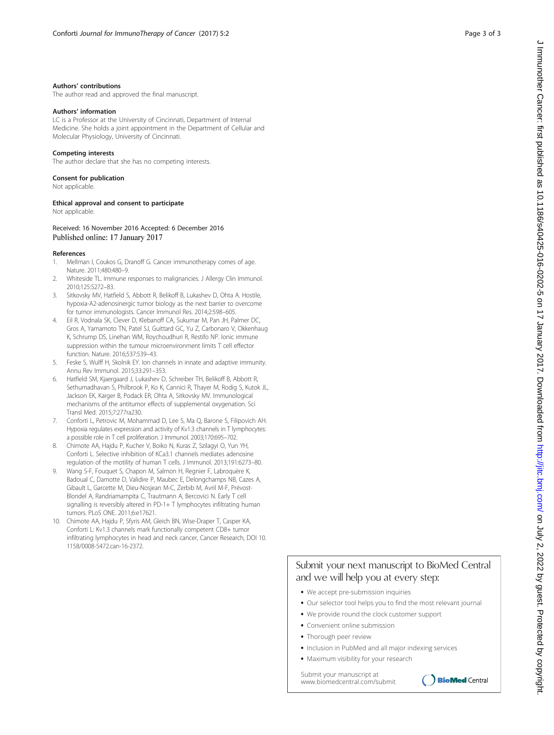### Authors' contributions

The author read and approved the final manuscript.

### Authors' information

LC is a Professor at the University of Cincinnati, Department of Internal Medicine. She holds a joint appointment in the Department of Cellular and Molecular Physiology, University of Cincinnati.

### Competing interests

The author declare that she has no competing interests.

### Consent for publication

Not applicable.

### Ethical approval and consent to participate

Not applicable.

Received: 16 November 2016 Accepted: 6 December 2016
Published online: 17 January 2017

### References

1. Mellman I, Coukos G, Dranoff G. Cancer immunotherapy comes of age. Nature. 2011;480:480–9.
2. Whiteside TL. Immune responses to malignancies. J Allergy Clin Immunol. 2010;125:S272–83.
3. Sitkovsky MV, Hatfield S, Abbott R, Belikoff B, Lukashev D, Ohta A. Hostile, hypoxia-A2-adenosinergic tumor biology as the next barrier to overcome for tumor immunologists. Cancer Immunol Res. 2014;2:598–605.
4. Eil R, Vodnala SK, Clever D, Klebanoff CA, Sukumar M, Pan JH, Palmer DC, Gros A, Yamamoto TN, Patel SJ, Guittard GC, Yu Z, Carbonaro V, Okkenhaug K, Schrump DS, Linehan WM, Roychoudhuri R, Restifo NP. Ionic immune suppression within the tumour microenvironment limits T cell effector function. Nature. 2016;537:539–43.
5. Feske S, Wulff H, Skolnik EY. Ion channels in innate and adaptive immunity. Annu Rev Immunol. 2015;33:291–353.
6. Hatfield SM, Kjaergaard J, Lukashev D, Schreiber TH, Belikoff B, Abbott R, Sethumadhavan S, Philbrook P, Ko K, Cannici R, Thayer M, Rodig S, Kutok JL, Jackson EK, Karger B, Podack ER, Ohta A, Sitkovsky MV. Immunological mechanisms of the antitumor effects of supplemental oxygenation. Sci Transl Med. 2015;7:277ra230.
7. Conforti L, Petrovic M, Mohammad D, Lee S, Ma Q, Barone S, Filipovich AH. Hypoxia regulates expression and activity of Kv1.3 channels in T lymphocytes: a possible role in T cell proliferation. J Immunol. 2003;170:695–702.
8. Chimote AA, Hajdu P, Kucher V, Boiko N, Kuras Z, Szilagyi O, Yun YH, Conforti L. Selective inhibition of KCa3.1 channels mediates adenosine regulation of the motility of human T cells. J Immunol. 2013;191:6273–80.
9. Wang S-F, Fouquet S, Chapon M, Salmon H, Regnier F, Labroquère K, Badoual C, Damotte D, Validire P, Maubec E, Delongchamps NB, Cazes A, Gibault L, Garcette M, Dieu-Nosjean M-C, Zerbib M, Avril M-F, Prévost-Blondel A, Randriamampita C, Trautmann A, Bercovici N. Early T cell signalling is reversibly altered in PD-1+ T lymphocytes infiltrating human tumors. PLoS ONE. 2011;6:e17621.
10. Chimote AA, Hajdu P, Sfyris AM, Gleich BN, Wise-Draper T, Casper KA, Conforti L: Kv1.3 channels mark functionally competent CD8+ tumor infiltrating lymphocytes in head and neck cancer, Cancer Research, DOI 10.1158/0008-5472.can-16-2372.

Submit your next manuscript to BioMed Central and we will help you at every step:

- We accept pre-submission inquiries
- Our selector tool helps you to find the most relevant journal
- We provide round the clock customer support
- Convenient online submission
- Thorough peer review
- Inclusion in PubMed and all major indexing services
- Maximum visibility for your research

Submit your manuscript at www.biomedcentral.com/submit